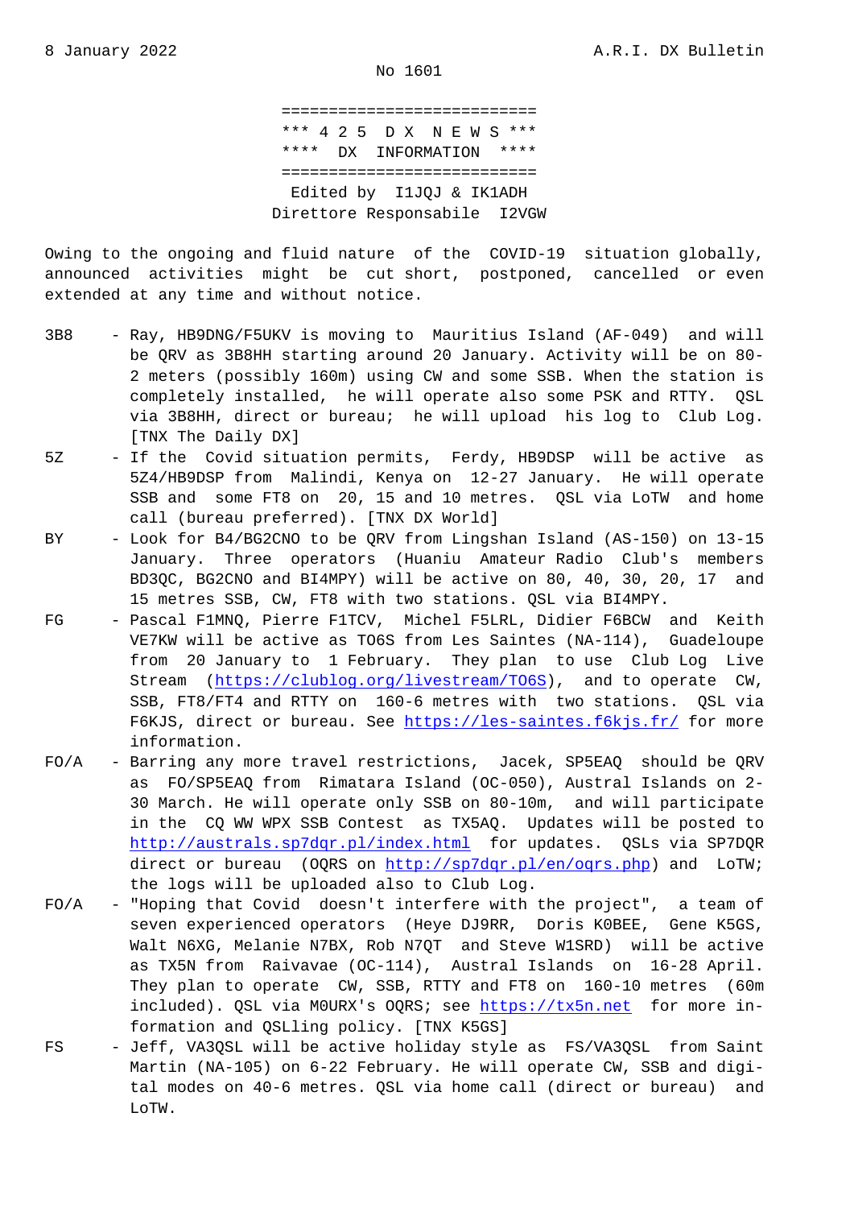8 January 2022 A.R.I. DX Bulletin

No 1601

```
===========================
*** 4 2 5  D X  N E W S ***
****  DX  INFORMATION  ****
===========================
```

Edited by I1JQJ & IK1ADH

Direttore Responsabile I2VGW

Owing to the ongoing and fluid nature of the COVID-19 situation globally, announced activities might be cut short, postponed, cancelled or even extended at any time and without notice.

- **3B8** - Ray, HB9DNG/F5UKV is moving to Mauritius Island (AF-049) and will be QRV as 3B8HH starting around 20 January. Activity will be on 80-2 meters (possibly 160m) using CW and some SSB. When the station is completely installed, he will operate also some PSK and RTTY. QSL via 3B8HH, direct or bureau; he will upload his log to Club Log. [TNX The Daily DX]
- **5Z** - If the Covid situation permits, Ferdy, HB9DSP will be active as 5Z4/HB9DSP from Malindi, Kenya on 12-27 January. He will operate SSB and some FT8 on 20, 15 and 10 metres. QSL via LoTW and home call (bureau preferred). [TNX DX World]
- **BY** - Look for B4/BG2CNO to be QRV from Lingshan Island (AS-150) on 13-15 January. Three operators (Huaniu Amateur Radio Club's members BD3QC, BG2CNO and BI4MPY) will be active on 80, 40, 30, 20, 17 and 15 metres SSB, CW, FT8 with two stations. QSL via BI4MPY.
- **FG** - Pascal F1MNQ, Pierre F1TCV, Michel F5LRL, Didier F6BCW and Keith VE7KW will be active as TO6S from Les Saintes (NA-114), Guadeloupe from 20 January to 1 February. They plan to use Club Log Live Stream (https://clublog.org/livestream/TO6S), and to operate CW, SSB, FT8/FT4 and RTTY on 160-6 metres with two stations. QSL via F6KJS, direct or bureau. See https://les-saintes.f6kjs.fr/ for more information.
- **FO/A** - Barring any more travel restrictions, Jacek, SP5EAQ should be QRV as FO/SP5EAQ from Rimatara Island (OC-050), Austral Islands on 2-30 March. He will operate only SSB on 80-10m, and will participate in the CQ WW WPX SSB Contest as TX5AQ. Updates will be posted to http://australs.sp7dqr.pl/index.html for updates. QSLs via SP7DQR direct or bureau (OQRS on http://sp7dqr.pl/en/oqrs.php) and LoTW; the logs will be uploaded also to Club Log.
- **FO/A** - "Hoping that Covid doesn't interfere with the project", a team of seven experienced operators (Heye DJ9RR, Doris K0BEE, Gene K5GS, Walt N6XG, Melanie N7BX, Rob N7QT and Steve W1SRD) will be active as TX5N from Raivavae (OC-114), Austral Islands on 16-28 April. They plan to operate CW, SSB, RTTY and FT8 on 160-10 metres (60m included). QSL via M0URX's OQRS; see https://tx5n.net for more information and QSLling policy. [TNX K5GS]
- **FS** - Jeff, VA3QSL will be active holiday style as FS/VA3QSL from Saint Martin (NA-105) on 6-22 February. He will operate CW, SSB and digital modes on 40-6 metres. QSL via home call (direct or bureau) and LoTW.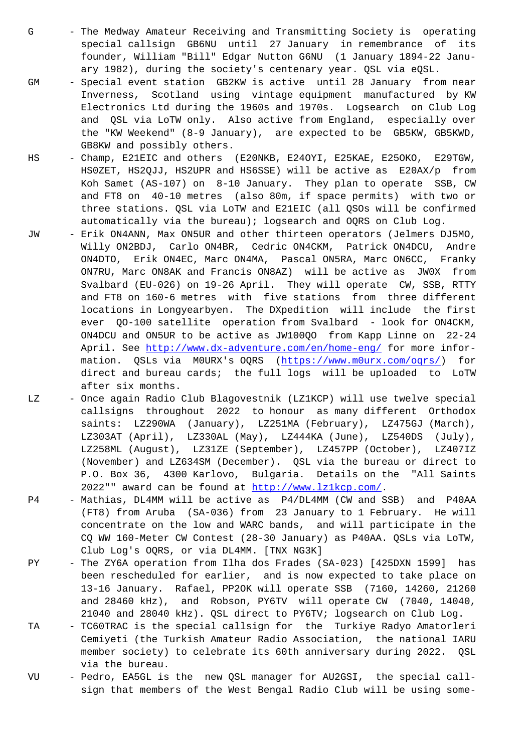G - The Medway Amateur Receiving and Transmitting Society is operating special callsign GB6NU until 27 January in remembrance of its founder, William "Bill" Edgar Nutton G6NU (1 January 1894-22 January 1982), during the society's centenary year. QSL via eQSL.

GM - Special event station GB2KW is active until 28 January from near Inverness, Scotland using vintage equipment manufactured by KW Electronics Ltd during the 1960s and 1970s. Logsearch on Club Log and QSL via LoTW only. Also active from England, especially over the "KW Weekend" (8-9 January), are expected to be GB5KW, GB5KWD, GB8KW and possibly others.

HS - Champ, E21EIC and others (E20NKB, E24OYI, E25KAE, E25OKO, E29TGW, HS0ZET, HS2QJJ, HS2UPR and HS6SSE) will be active as E20AX/p from Koh Samet (AS-107) on 8-10 January. They plan to operate SSB, CW and FT8 on 40-10 metres (also 80m, if space permits) with two or three stations. QSL via LoTW and E21EIC (all QSOs will be confirmed automatically via the bureau); logsearch and OQRS on Club Log.

JW - Erik ON4ANN, Max ON5UR and other thirteen operators (Jelmers DJ5MO, Willy ON2BDJ, Carlo ON4BR, Cedric ON4CKM, Patrick ON4DCU, Andre ON4DTO, Erik ON4EC, Marc ON4MA, Pascal ON5RA, Marc ON6CC, Franky ON7RU, Marc ON8AK and Francis ON8AZ) will be active as JW0X from Svalbard (EU-026) on 19-26 April. They will operate CW, SSB, RTTY and FT8 on 160-6 metres with five stations from three different locations in Longyearbyen. The DXpedition will include the first ever QO-100 satellite operation from Svalbard - look for ON4CKM, ON4DCU and ON5UR to be active as JW100QO from Kapp Linne on 22-24 April. See http://www.dx-adventure.com/en/home-eng/ for more information. QSLs via M0URX's OQRS (https://www.m0urx.com/oqrs/) for direct and bureau cards; the full logs will be uploaded to LoTW after six months.

LZ - Once again Radio Club Blagovestnik (LZ1KCP) will use twelve special callsigns throughout 2022 to honour as many different Orthodox saints: LZ290WA (January), LZ251MA (February), LZ475GJ (March), LZ303AT (April), LZ330AL (May), LZ444KA (June), LZ540DS (July), LZ258ML (August), LZ31ZE (September), LZ457PP (October), LZ407IZ (November) and LZ634SM (December). QSL via the bureau or direct to P.O. Box 36, 4300 Karlovo, Bulgaria. Details on the "All Saints 2022"" award can be found at http://www.lz1kcp.com/.

P4 - Mathias, DL4MM will be active as P4/DL4MM (CW and SSB) and P40AA (FT8) from Aruba (SA-036) from 23 January to 1 February. He will concentrate on the low and WARC bands, and will participate in the CQ WW 160-Meter CW Contest (28-30 January) as P40AA. QSLs via LoTW, Club Log's OQRS, or via DL4MM. [TNX NG3K]

PY - The ZY6A operation from Ilha dos Frades (SA-023) [425DXN 1599] has been rescheduled for earlier, and is now expected to take place on 13-16 January. Rafael, PP2OK will operate SSB (7160, 14260, 21260 and 28460 kHz), and Robson, PY6TV will operate CW (7040, 14040, 21040 and 28040 kHz). QSL direct to PY6TV; logsearch on Club Log.

TA - TC60TRAC is the special callsign for the Turkiye Radyo Amatorleri Cemiyeti (the Turkish Amateur Radio Association, the national IARU member society) to celebrate its 60th anniversary during 2022. QSL via the bureau.

VU - Pedro, EA5GL is the new QSL manager for AU2GSI, the special callsign that members of the West Bengal Radio Club will be using some-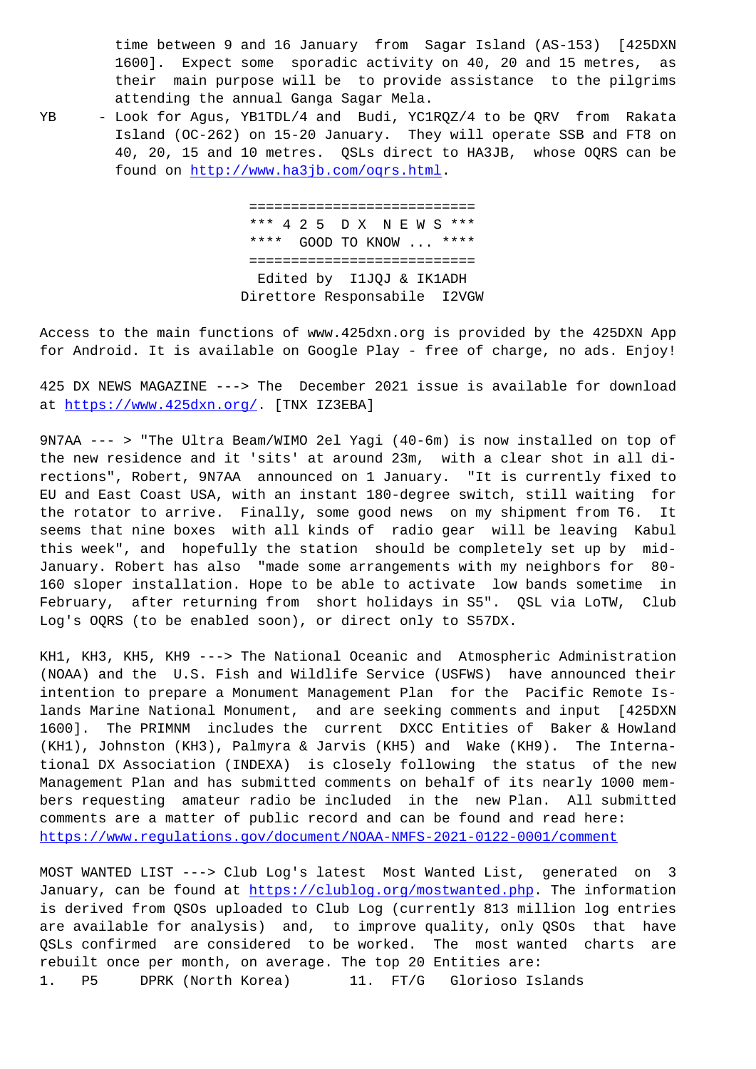time between 9 and 16 January from Sagar Island (AS-153) [425DXN 1600]. Expect some sporadic activity on 40, 20 and 15 metres, as their main purpose will be to provide assistance to the pilgrims attending the annual Ganga Sagar Mela.

YB - Look for Agus, YB1TDL/4 and Budi, YC1RQZ/4 to be QRV from Rakata Island (OC-262) on 15-20 January. They will operate SSB and FT8 on 40, 20, 15 and 10 metres. QSLs direct to HA3JB, whose OQRS can be found on http://www.ha3jb.com/oqrs.html.

```
===========================
*** 4 2 5  D X  N E W S ***
****  GOOD TO KNOW ... ****
===========================
 Edited by  I1JQJ & IK1ADH
Direttore Responsabile  I2VGW
```

Access to the main functions of www.425dxn.org is provided by the 425DXN App for Android. It is available on Google Play - free of charge, no ads. Enjoy!

425 DX NEWS MAGAZINE ---> The December 2021 issue is available for download at https://www.425dxn.org/. [TNX IZ3EBA]

9N7AA --- > "The Ultra Beam/WIMO 2el Yagi (40-6m) is now installed on top of the new residence and it 'sits' at around 23m, with a clear shot in all directions", Robert, 9N7AA announced on 1 January. "It is currently fixed to EU and East Coast USA, with an instant 180-degree switch, still waiting for the rotator to arrive. Finally, some good news on my shipment from T6. It seems that nine boxes with all kinds of radio gear will be leaving Kabul this week", and hopefully the station should be completely set up by mid-January. Robert has also "made some arrangements with my neighbors for 80-160 sloper installation. Hope to be able to activate low bands sometime in February, after returning from short holidays in S5". QSL via LoTW, Club Log's OQRS (to be enabled soon), or direct only to S57DX.

KH1, KH3, KH5, KH9 ---> The National Oceanic and Atmospheric Administration (NOAA) and the U.S. Fish and Wildlife Service (USFWS) have announced their intention to prepare a Monument Management Plan for the Pacific Remote Islands Marine National Monument, and are seeking comments and input [425DXN 1600]. The PRIMNM includes the current DXCC Entities of Baker & Howland (KH1), Johnston (KH3), Palmyra & Jarvis (KH5) and Wake (KH9). The International DX Association (INDEXA) is closely following the status of the new Management Plan and has submitted comments on behalf of its nearly 1000 members requesting amateur radio be included in the new Plan. All submitted comments are a matter of public record and can be found and read here: https://www.regulations.gov/document/NOAA-NMFS-2021-0122-0001/comment

MOST WANTED LIST ---> Club Log's latest Most Wanted List, generated on 3 January, can be found at https://clublog.org/mostwanted.php. The information is derived from QSOs uploaded to Club Log (currently 813 million log entries are available for analysis) and, to improve quality, only QSOs that have QSLs confirmed are considered to be worked. The most wanted charts are rebuilt once per month, on average. The top 20 Entities are:

```
1.   P5     DPRK (North Korea)       11.  FT/G   Glorioso Islands
```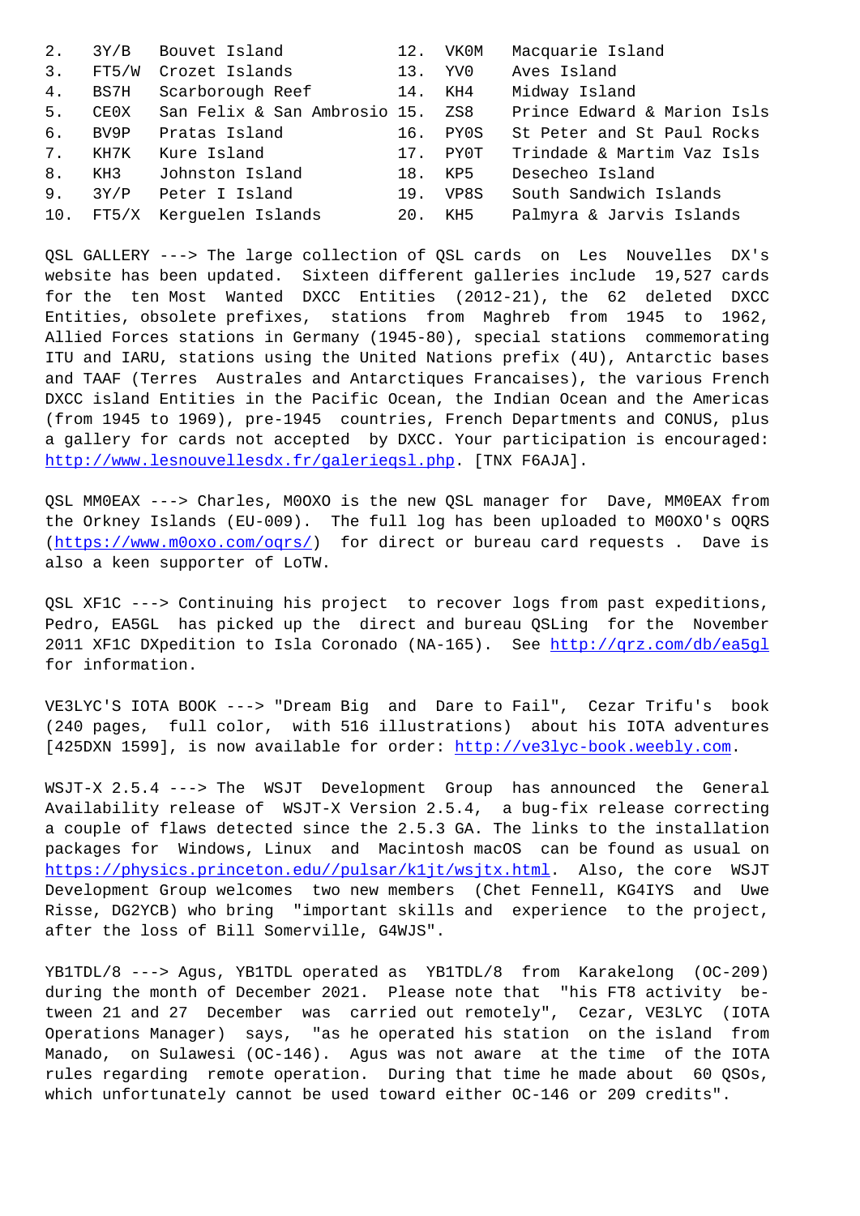| 2. | 3Y/B | Bouvet Island | 12. | VK0M | Macquarie Island |
|---|---|---|---|---|---|
| 3. | FT5/W | Crozet Islands | 13. | YV0 | Aves Island |
| 4. | BS7H | Scarborough Reef | 14. | KH4 | Midway Island |
| 5. | CE0X | San Felix & San Ambrosio | 15. | ZS8 | Prince Edward & Marion Isls |
| 6. | BV9P | Pratas Island | 16. | PY0S | St Peter and St Paul Rocks |
| 7. | KH7K | Kure Island | 17. | PY0T | Trindade & Martim Vaz Isls |
| 8. | KH3 | Johnston Island | 18. | KP5 | Desecheo Island |
| 9. | 3Y/P | Peter I Island | 19. | VP8S | South Sandwich Islands |
| 10. | FT5/X | Kerguelen Islands | 20. | KH5 | Palmyra & Jarvis Islands |

QSL GALLERY ---> The large collection of QSL cards on Les Nouvelles DX's website has been updated. Sixteen different galleries include 19,527 cards for the ten Most Wanted DXCC Entities (2012-21), the 62 deleted DXCC Entities, obsolete prefixes, stations from Maghreb from 1945 to 1962, Allied Forces stations in Germany (1945-80), special stations commemorating ITU and IARU, stations using the United Nations prefix (4U), Antarctic bases and TAAF (Terres Australes and Antarctiques Francaises), the various French DXCC island Entities in the Pacific Ocean, the Indian Ocean and the Americas (from 1945 to 1969), pre-1945 countries, French Departments and CONUS, plus a gallery for cards not accepted by DXCC. Your participation is encouraged: http://www.lesnouvellesdx.fr/galerieqsl.php. [TNX F6AJA].

QSL MM0EAX ---> Charles, M0OXO is the new QSL manager for Dave, MM0EAX from the Orkney Islands (EU-009). The full log has been uploaded to M0OXO's OQRS (https://www.m0oxo.com/oqrs/) for direct or bureau card requests . Dave is also a keen supporter of LoTW.

QSL XF1C ---> Continuing his project to recover logs from past expeditions, Pedro, EA5GL has picked up the direct and bureau QSLing for the November 2011 XF1C DXpedition to Isla Coronado (NA-165). See http://qrz.com/db/ea5gl for information.

VE3LYC'S IOTA BOOK ---> "Dream Big and Dare to Fail", Cezar Trifu's book (240 pages, full color, with 516 illustrations) about his IOTA adventures [425DXN 1599], is now available for order: http://ve3lyc-book.weebly.com.

WSJT-X 2.5.4 ---> The WSJT Development Group has announced the General Availability release of WSJT-X Version 2.5.4, a bug-fix release correcting a couple of flaws detected since the 2.5.3 GA. The links to the installation packages for Windows, Linux and Macintosh macOS can be found as usual on https://physics.princeton.edu//pulsar/k1jt/wsjtx.html. Also, the core WSJT Development Group welcomes two new members (Chet Fennell, KG4IYS and Uwe Risse, DG2YCB) who bring "important skills and experience to the project, after the loss of Bill Somerville, G4WJS".

YB1TDL/8 ---> Agus, YB1TDL operated as YB1TDL/8 from Karakelong (OC-209) during the month of December 2021. Please note that "his FT8 activity between 21 and 27 December was carried out remotely", Cezar, VE3LYC (IOTA Operations Manager) says, "as he operated his station on the island from Manado, on Sulawesi (OC-146). Agus was not aware at the time of the IOTA rules regarding remote operation. During that time he made about 60 QSOs, which unfortunately cannot be used toward either OC-146 or 209 credits".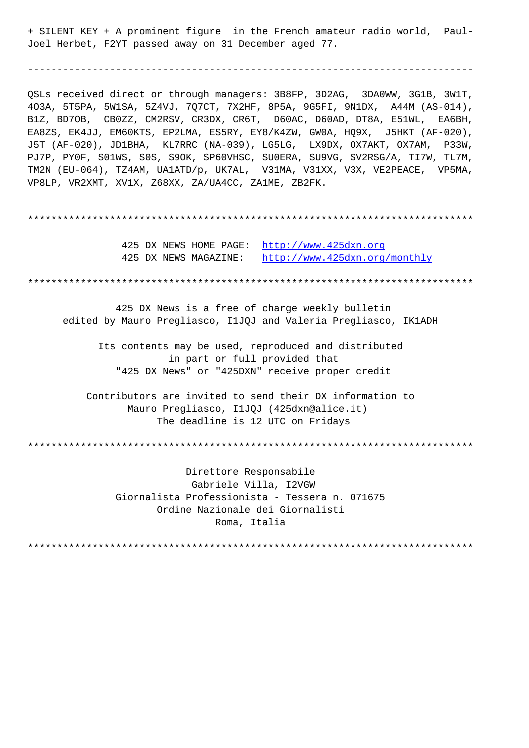+ SILENT KEY + A prominent figure in the French amateur radio world, Paul-Joel Herbet, F2YT passed away on 31 December aged 77.

---

QSLs received direct or through managers: 3B8FP, 3D2AG, 3DA0WW, 3G1B, 3W1T, 4O3A, 5T5PA, 5W1SA, 5Z4VJ, 7Q7CT, 7X2HF, 8P5A, 9G5FI, 9N1DX, A44M (AS-014), B1Z, BD7OB, CB0ZZ, CM2RSV, CR3DX, CR6T, D60AC, D60AD, DT8A, E51WL, EA6BH, EA8ZS, EK4JJ, EM60KTS, EP2LMA, ES5RY, EY8/K4ZW, GW0A, HQ9X, J5HKT (AF-020), J5T (AF-020), JD1BHA, KL7RRC (NA-039), LG5LG, LX9DX, OX7AKT, OX7AM, P33W, PJ7P, PY0F, S01WS, S0S, S9OK, SP60VHSC, SU0ERA, SU9VG, SV2RSG/A, TI7W, TL7M, TM2N (EU-064), TZ4AM, UA1ATD/p, UK7AL, V31MA, V31XX, V3X, VE2PEACE, VP5MA, VP8LP, VR2XMT, XV1X, Z68XX, ZA/UA4CC, ZA1ME, ZB2FK.

******************************************************************************

425 DX NEWS HOME PAGE: http://www.425dxn.org
425 DX NEWS MAGAZINE: http://www.425dxn.org/monthly

******************************************************************************

425 DX News is a free of charge weekly bulletin
edited by Mauro Pregliasco, I1JQJ and Valeria Pregliasco, IK1ADH

Its contents may be used, reproduced and distributed
in part or full provided that
"425 DX News" or "425DXN" receive proper credit

Contributors are invited to send their DX information to
Mauro Pregliasco, I1JQJ (425dxn@alice.it)
The deadline is 12 UTC on Fridays

******************************************************************************

Direttore Responsabile
Gabriele Villa, I2VGW
Giornalista Professionista - Tessera n. 071675
Ordine Nazionale dei Giornalisti
Roma, Italia

******************************************************************************